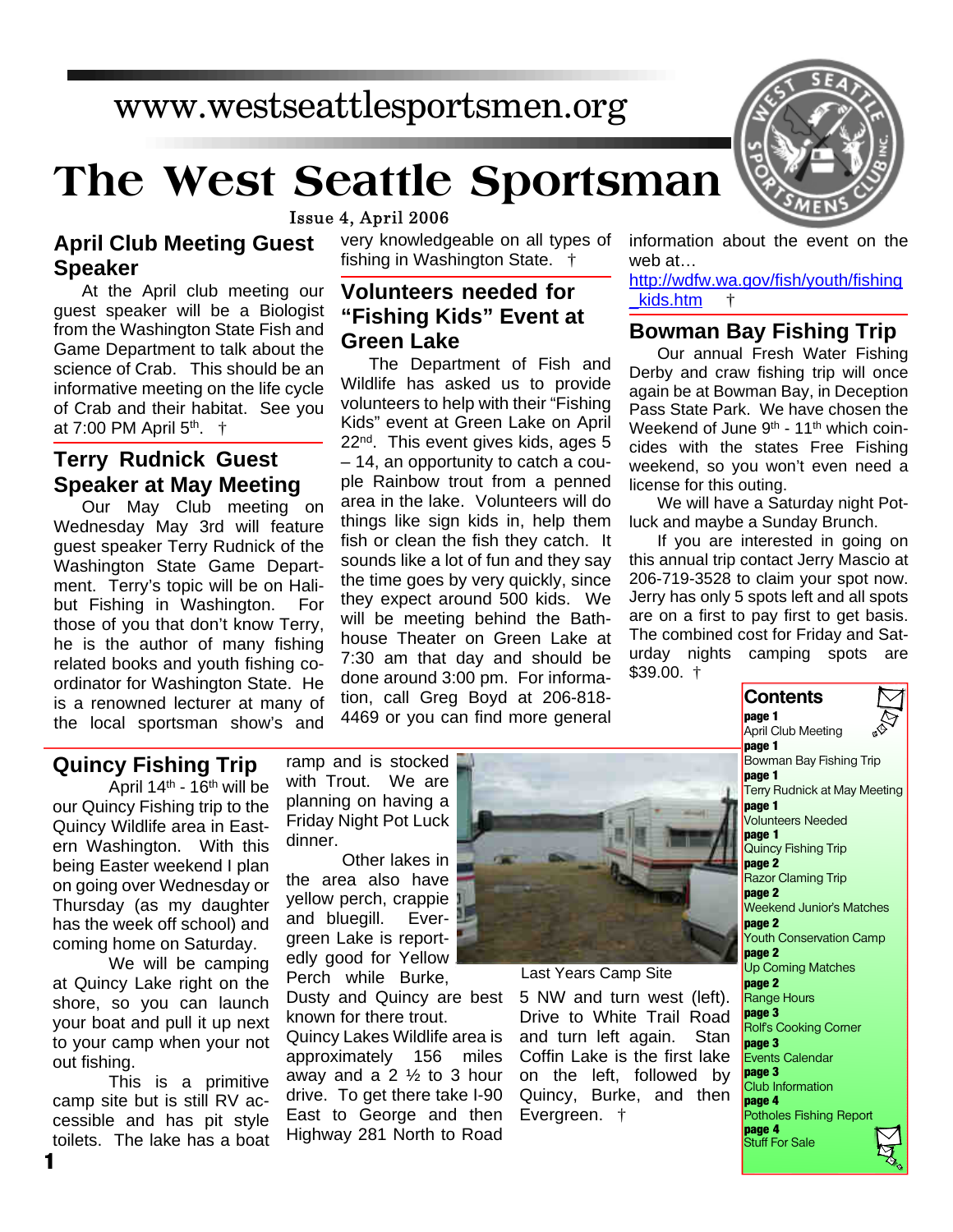www.westseattlesportsmen.org

# The West Seattle Sportsman

Issue 4, April 2006

## April Club Meeting Guest Speaker

At the April club meeting our guest speaker will be a Biologist from the Washington State Fish and Game Department to talk about the science of Crab. This should be an informative meeting on the life cycle of Crab and their habitat. See you at 7:00 PM April 5th. †

## Terry Rudnick Guest Speaker at May Meeting

Our May Club meeting on Wednesday May 3rd will feature guest speaker Terry Rudnick of the Washington State Game Department. Terry's topic will be on Halibut Fishing in Washington. For those of you that don't know Terry, he is the author of many fishing related books and youth fishing coordinator for Washington State. He is a renowned lecturer at many of the local sportsman show's and very knowledgeable on all types of fishing in Washington State. †

## Volunteers needed for "Fishing Kids" Event at Green Lake

The Department of Fish and Wildlife has asked us to provide volunteers to help with their "Fishing Kids" event at Green Lake on April 22nd. This event gives kids, ages 5 – 14, an opportunity to catch a couple Rainbow trout from a penned area in the lake. Volunteers will do things like sign kids in, help them fish or clean the fish they catch. It sounds like a lot of fun and they say the time goes by very quickly, since they expect around 500 kids. We will be meeting behind the Bathhouse Theater on Green Lake at 7:30 am that day and should be done around 3:00 pm. For information, call Greg Boyd at 206-818-4469 or you can find more general information about the event on the web at…

http://wdfw.wa.gov/fish/youth/fishing_kids.htm †

## Bowman Bay Fishing Trip

Our annual Fresh Water Fishing Derby and craw fishing trip will once again be at Bowman Bay, in Deception Pass State Park. We have chosen the Weekend of June 9th - 11th which coincides with the states Free Fishing weekend, so you won't even need a license for this outing.

We will have a Saturday night Potluck and maybe a Sunday Brunch.

If you are interested in going on this annual trip contact Jerry Mascio at 206-719-3528 to claim your spot now. Jerry has only 5 spots left and all spots are on a first to pay first to get basis. The combined cost for Friday and Saturday nights camping spots are $39.00. †

## Quincy Fishing Trip

April 14th - 16th will be our Quincy Fishing trip to the Quincy Wildlife area in Eastern Washington. With this being Easter weekend I plan on going over Wednesday or Thursday (as my daughter has the week off school) and coming home on Saturday.

We will be camping at Quincy Lake right on the shore, so you can launch your boat and pull it up next to your camp when your not out fishing.

This is a primitive camp site but is still RV accessible and has pit style toilets. The lake has a boat ramp and is stocked with Trout. We are planning on having a Friday Night Pot Luck dinner.

Other lakes in the area also have yellow perch, crappie and bluegill. Evergreen Lake is reportedly good for Yellow Perch while Burke, Dusty and Quincy are best known for there trout.

Quincy Lakes Wildlife area is approximately 156 miles away and a 2 ½ to 3 hour drive. To get there take I-90 East to George and then Highway 281 North to Road 5 NW and turn west (left). Drive to White Trail Road and turn left again. Stan Coffin Lake is the first lake on the left, followed by Quincy, Burke, and then Evergreen. †

Last Years Camp Site

## Contents

- **page 1** April Club Meeting
- **page 1** Bowman Bay Fishing Trip
- **page 1** Terry Rudnick at May Meeting
- **page 1** Volunteers Needed
- **page 1** Quincy Fishing Trip
- **page 2** Razor Claming Trip
- **page 2** Weekend Junior's Matches
- **page 2** Youth Conservation Camp
- **page 2** Up Coming Matches
- **page 2** Range Hours
- **page 3** Rolf's Cooking Corner
- **page 3** Events Calendar
- **page 3** Club Information
- **page 4** Potholes Fishing Report
- **page 4** Stuff For Sale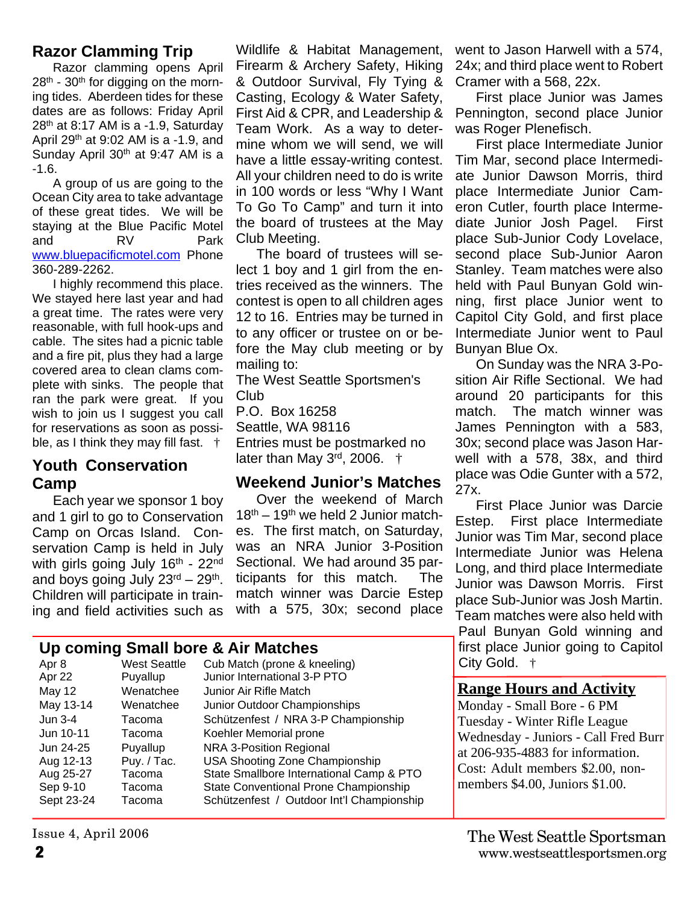## Razor Clamming Trip

Razor clamming opens April 28th - 30th for digging on the morning tides. Aberdeen tides for these dates are as follows: Friday April 28th at 8:17 AM is a -1.9, Saturday April 29th at 9:02 AM is a -1.9, and Sunday April 30th at 9:47 AM is a -1.6.

A group of us are going to the Ocean City area to take advantage of these great tides. We will be staying at the Blue Pacific Motel and RV Park www.bluepacificmotel.com Phone 360-289-2262.

I highly recommend this place. We stayed here last year and had a great time. The rates were very reasonable, with full hook-ups and cable. The sites had a picnic table and a fire pit, plus they had a large covered area to clean clams complete with sinks. The people that ran the park were great. If you wish to join us I suggest you call for reservations as soon as possible, as I think they may fill fast. †

## Youth Conservation Camp

Each year we sponsor 1 boy and 1 girl to go to Conservation Camp on Orcas Island. Conservation Camp is held in July with girls going July 16th - 22nd and boys going July 23rd – 29th. Children will participate in training and field activities such as Wildlife & Habitat Management, Firearm & Archery Safety, Hiking & Outdoor Survival, Fly Tying & Casting, Ecology & Water Safety, First Aid & CPR, and Leadership & Team Work. As a way to determine whom we will send, we will have a little essay-writing contest. All your children need to do is write in 100 words or less "Why I Want To Go To Camp" and turn it into the board of trustees at the May Club Meeting.

The board of trustees will select 1 boy and 1 girl from the entries received as the winners. The contest is open to all children ages 12 to 16. Entries may be turned in to any officer or trustee on or before the May club meeting or by mailing to:

The West Seattle Sportsmen's Club
P.O. Box 16258
Seattle, WA 98116

Entries must be postmarked no later than May 3rd, 2006. †

## Weekend Junior's Matches

Over the weekend of March 18th – 19th we held 2 Junior matches. The first match, on Saturday, was an NRA Junior 3-Position Sectional. We had around 35 participants for this match. The match winner was Darcie Estep with a 575, 30x; second place went to Jason Harwell with a 574, 24x; and third place went to Robert Cramer with a 568, 22x.

First place Junior was James Pennington, second place Junior was Roger Plenefisch.

First place Intermediate Junior Tim Mar, second place Intermediate Junior Dawson Morris, third place Intermediate Junior Cameron Cutler, fourth place Intermediate Junior Josh Pagel. First place Sub-Junior Cody Lovelace, second place Sub-Junior Aaron Stanley. Team matches were also held with Paul Bunyan Gold winning, first place Junior went to Capitol City Gold, and first place Intermediate Junior went to Paul Bunyan Blue Ox.

On Sunday was the NRA 3-Position Air Rifle Sectional. We had around 20 participants for this match. The match winner was James Pennington with a 583, 30x; second place was Jason Harwell with a 578, 38x, and third place was Odie Gunter with a 572, 27x.

First Place Junior was Darcie Estep. First place Intermediate Junior was Tim Mar, second place Intermediate Junior was Helena Long, and third place Intermediate Junior was Dawson Morris. First place Sub-Junior was Josh Martin. Team matches were also held with Paul Bunyan Gold winning and first place Junior going to Capitol City Gold. †

## Up coming Small bore & Air Matches

| Date | Location | Match |
|---|---|---|
| Apr 8 | West Seattle | Cub Match (prone & kneeling) |
| Apr 22 | Puyallup | Junior International 3-P PTO |
| May 12 | Wenatchee | Junior Air Rifle Match |
| May 13-14 | Wenatchee | Junior Outdoor Championships |
| Jun 3-4 | Tacoma | Schützenfest / NRA 3-P Championship |
| Jun 10-11 | Tacoma | Koehler Memorial prone |
| Jun 24-25 | Puyallup | NRA 3-Position Regional |
| Aug 12-13 | Puy. / Tac. | USA Shooting Zone Championship |
| Aug 25-27 | Tacoma | State Smallbore International Camp & PTO |
| Sep 9-10 | Tacoma | State Conventional Prone Championship |
| Sept 23-24 | Tacoma | Schützenfest / Outdoor Int'l Championship |

## Range Hours and Activity

Monday - Small Bore - 6 PM
Tuesday - Winter Rifle League
Wednesday - Juniors - Call Fred Burr at 206-935-4883 for information.
Cost: Adult members $2.00, non-members $4.00, Juniors $1.00.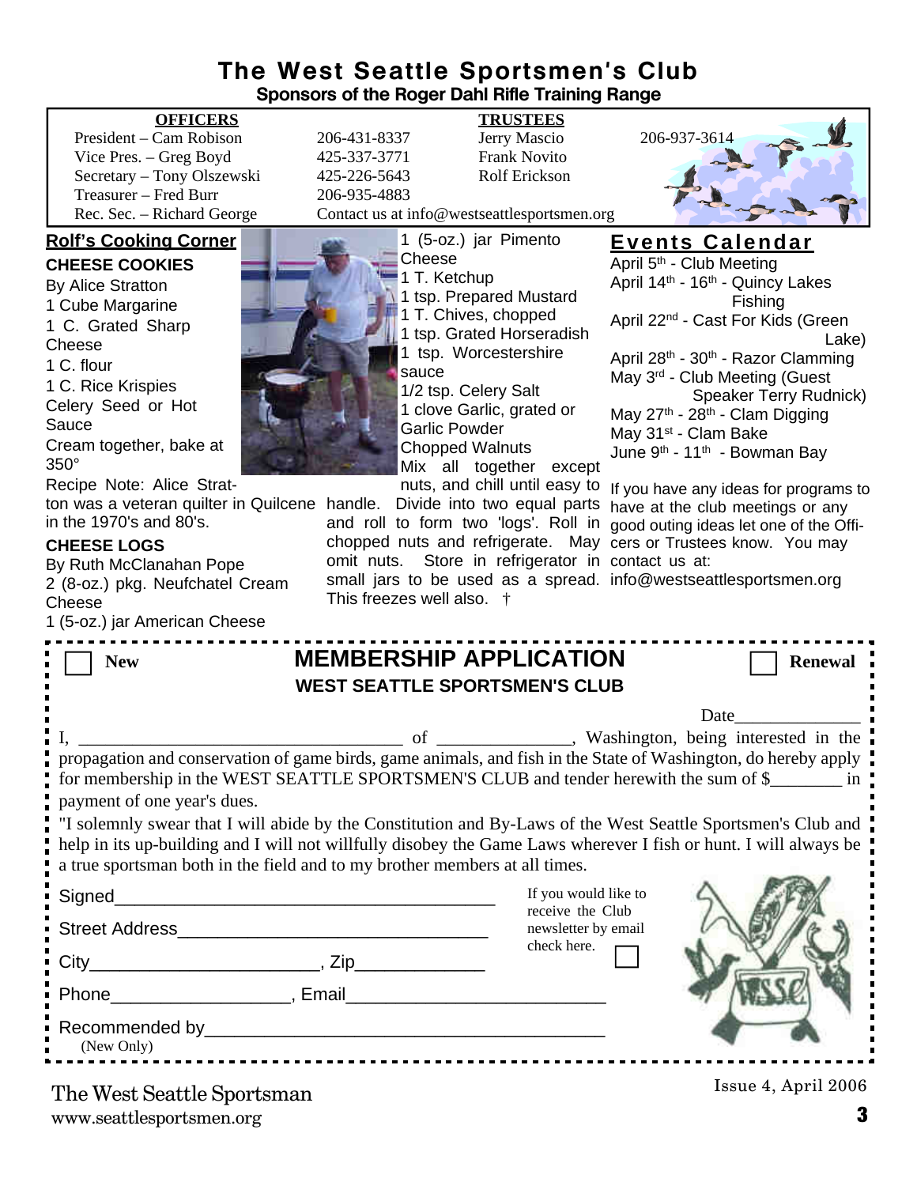# The West Seattle Sportsmen's Club

**Sponsors of the Roger Dahl Rifle Training Range**

| **OFFICERS** | | **TRUSTEES** | |
|---|---|---|---|
| President – Cam Robison | 206-431-8337 | Jerry Mascio | 206-937-3614 |
| Vice Pres. – Greg Boyd | 425-337-3771 | Frank Novito | |
| Secretary – Tony Olszewski | 425-226-5643 | Rolf Erickson | |
| Treasurer – Fred Burr | 206-935-4883 | | |
| Rec. Sec. – Richard George | Contact us at info@westseattlesportsmen.org | | |

## Rolf's Cooking Corner

### CHEESE COOKIES

By Alice Stratton

1 Cube Margarine
1 C. Grated Sharp Cheese
1 C. flour
1 C. Rice Krispies
Celery Seed or Hot Sauce

Cream together, bake at 350°

Recipe Note: Alice Stratton was a veteran quilter in Quilcene in the 1970's and 80's.

### CHEESE LOGS

By Ruth McClanahan Pope

2 (8-oz.) pkg. Neufchatel Cream Cheese
1 (5-oz.) jar American Cheese
1 (5-oz.) jar Pimento Cheese
1 T. Ketchup
1 tsp. Prepared Mustard
1 T. Chives, chopped
1 tsp. Grated Horseradish
1 tsp. Worcestershire sauce
1/2 tsp. Celery Salt
1 clove Garlic, grated or Garlic Powder
Chopped Walnuts

Mix all together except nuts, and chill until easy to handle. Divide into two equal parts and roll to form two 'logs'. Roll in chopped nuts and refrigerate. May omit nuts. Store in refrigerator in small jars to be used as a spread. This freezes well also. †

## Events Calendar

April 5th - Club Meeting
April 14th - 16th - Quincy Lakes Fishing
April 22nd - Cast For Kids (Green Lake)
April 28th - 30th - Razor Clamming
May 3rd - Club Meeting (Guest Speaker Terry Rudnick)
May 27th - 28th - Clam Digging
May 31st - Clam Bake
June 9th - 11th - Bowman Bay

If you have any ideas for programs to have at the club meetings or any good outing ideas let one of the Officers or Trustees know. You may contact us at: info@westseattlesportsmen.org

---

☐ **New** ☐ **Renewal**

## MEMBERSHIP APPLICATION

**WEST SEATTLE SPORTSMEN'S CLUB**

Date______________

I, ____________________________________ of _______________, Washington, being interested in the propagation and conservation of game birds, game animals, and fish in the State of Washington, do hereby apply for membership in the WEST SEATTLE SPORTSMEN'S CLUB and tender herewith the sum of $________ in payment of one year's dues.

"I solemnly swear that I will abide by the Constitution and By-Laws of the West Seattle Sportsmen's Club and help in its up-building and I will not willfully disobey the Game Laws wherever I fish or hunt. I will always be a true sportsman both in the field and to my brother members at all times.

Signed_______________________________________

Street Address________________________________

City_______________________, Zip_____________

Phone__________________, Email__________________________

Recommended by________________________________________
(New Only)

If you would like to receive the Club newsletter by email check here. ☐

The West Seattle Sportsman
www.seattlesportsmen.org

Issue 4, April 2006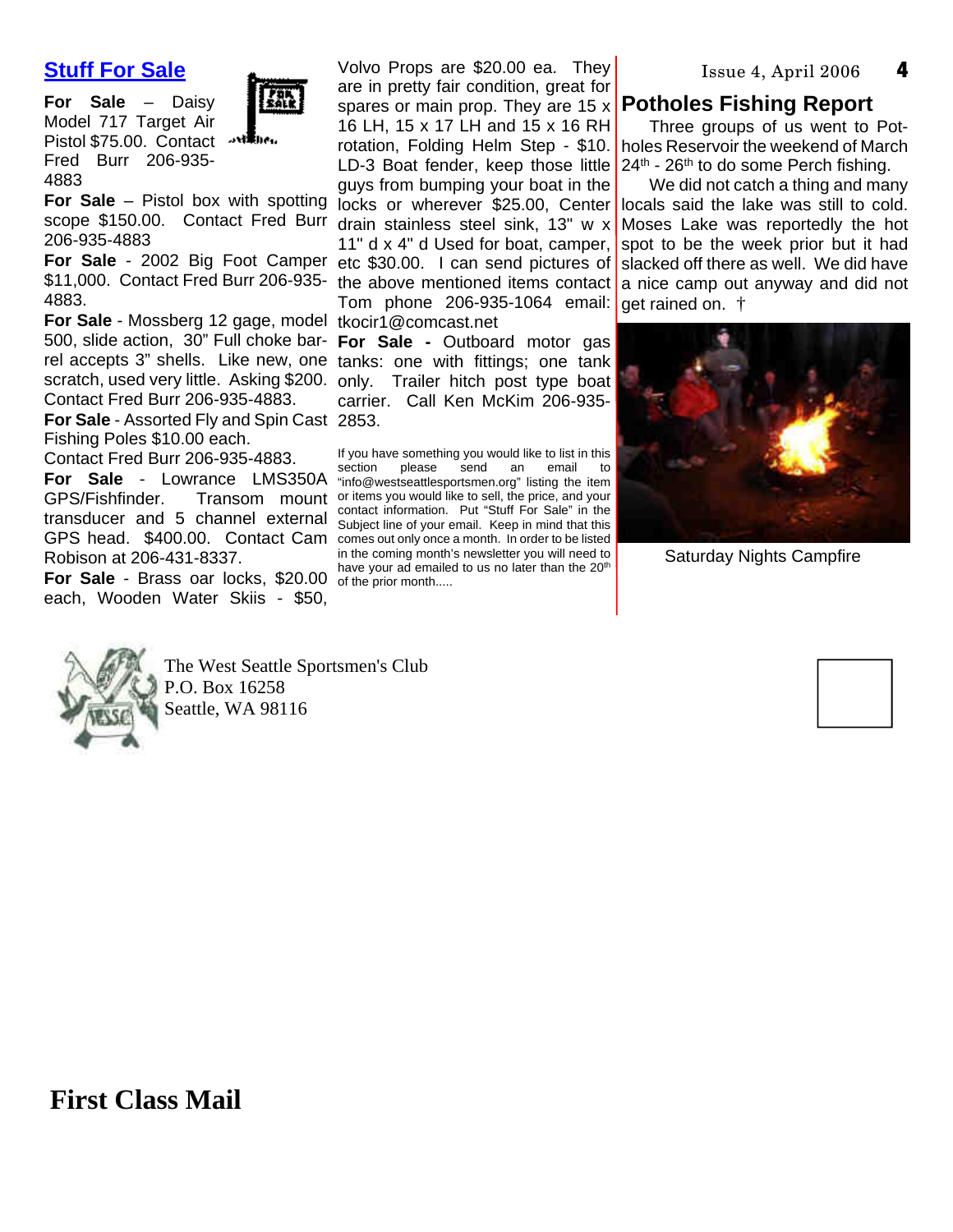## Stuff For Sale

**For Sale** – Daisy Model 717 Target Air Pistol $75.00. Contact Fred Burr 206-935-4883

**For Sale** – Pistol box with spotting scope $150.00. Contact Fred Burr 206-935-4883

**For Sale** - 2002 Big Foot Camper $11,000. Contact Fred Burr 206-935-4883.

**For Sale** - Mossberg 12 gage, model 500, slide action, 30" Full choke barrel accepts 3" shells. Like new, one scratch, used very little. Asking $200. Contact Fred Burr 206-935-4883.

**For Sale** - Assorted Fly and Spin Cast Fishing Poles $10.00 each. Contact Fred Burr 206-935-4883.

**For Sale** - Lowrance LMS350A GPS/Fishfinder. Transom mount transducer and 5 channel external GPS head. $400.00. Contact Cam Robison at 206-431-8337.

**For Sale** - Brass oar locks, $20.00 each, Wooden Water Skiis - $50, Volvo Props are $20.00 ea. They are in pretty fair condition, great for spares or main prop. They are 15 x 16 LH, 15 x 17 LH and 15 x 16 RH rotation, Folding Helm Step - $10. LD-3 Boat fender, keep those little guys from bumping your boat in the locks or wherever $25.00, Center drain stainless steel sink, 13" w x 11" d x 4" d Used for boat, camper, etc $30.00. I can send pictures of the above mentioned items contact Tom phone 206-935-1064 email: tkocir1@comcast.net

**For Sale -** Outboard motor gas tanks: one with fittings; one tank only. Trailer hitch post type boat carrier. Call Ken McKim 206-935-2853.

If you have something you would like to list in this section please send an email to "info@westseattlesportsmen.org" listing the item or items you would like to sell, the price, and your contact information. Put "Stuff For Sale" in the Subject line of your email. Keep in mind that this comes out only once a month. In order to be listed in the coming month's newsletter you will need to have your ad emailed to us no later than the 20th of the prior month.....

## Potholes Fishing Report

Three groups of us went to Potholes Reservoir the weekend of March 24th - 26th to do some Perch fishing.

We did not catch a thing and many locals said the lake was still to cold. Moses Lake was reportedly the hot spot to be the week prior but it had slacked off there as well. We did have a nice camp out anyway and did not get rained on. †

Saturday Nights Campfire

The West Seattle Sportsmen's Club
P.O. Box 16258
Seattle, WA 98116

**First Class Mail**